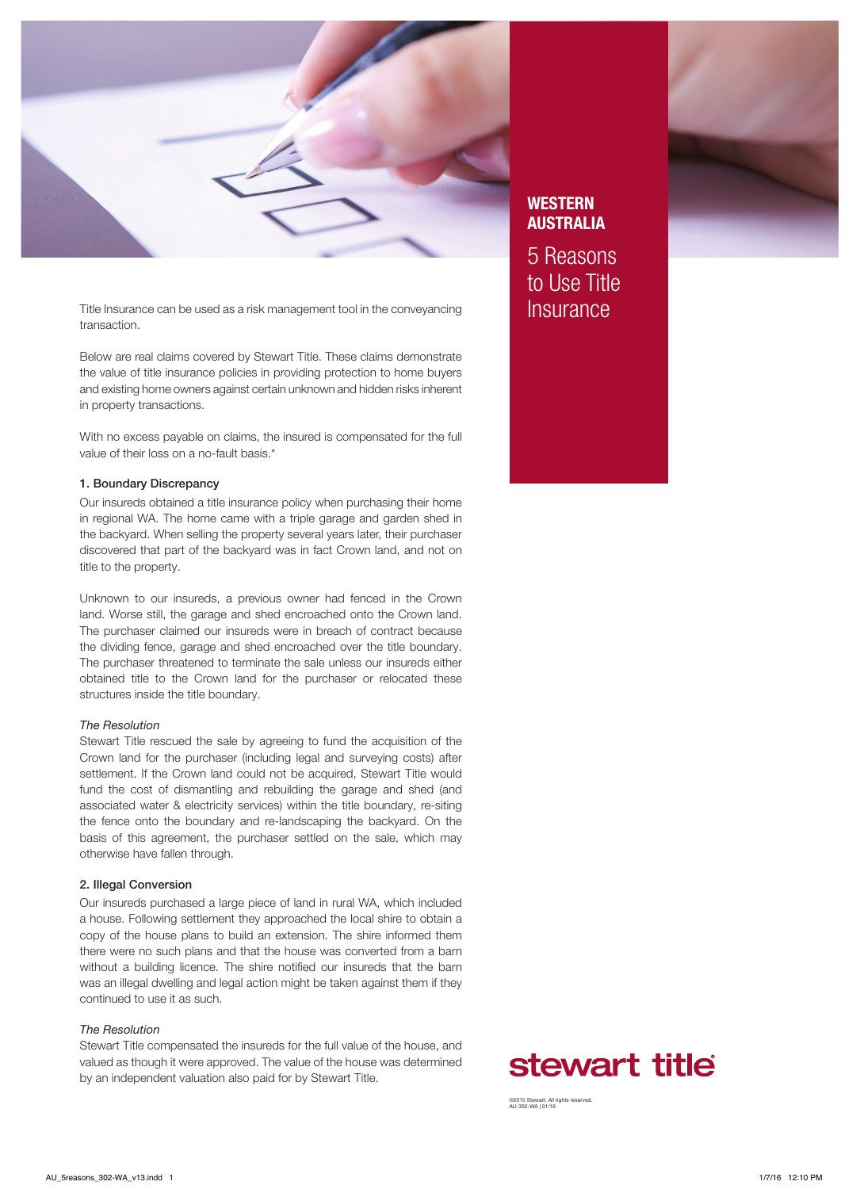# WESTERN AUSTRALIA

## 5 Reasons to Use Title Insurance

Title Insurance can be used as a risk management tool in the conveyancing transaction.

Below are real claims covered by Stewart Title. These claims demonstrate the value of title insurance policies in providing protection to home buyers and existing home owners against certain unknown and hidden risks inherent in property transactions.

With no excess payable on claims, the insured is compensated for the full value of their loss on a no-fault basis.*

### 1. Boundary Discrepancy

Our insureds obtained a title insurance policy when purchasing their home in regional WA. The home came with a triple garage and garden shed in the backyard. When selling the property several years later, their purchaser discovered that part of the backyard was in fact Crown land, and not on title to the property.

Unknown to our insureds, a previous owner had fenced in the Crown land. Worse still, the garage and shed encroached onto the Crown land. The purchaser claimed our insureds were in breach of contract because the dividing fence, garage and shed encroached over the title boundary. The purchaser threatened to terminate the sale unless our insureds either obtained title to the Crown land for the purchaser or relocated these structures inside the title boundary.

*The Resolution*

Stewart Title rescued the sale by agreeing to fund the acquisition of the Crown land for the purchaser (including legal and surveying costs) after settlement. If the Crown land could not be acquired, Stewart Title would fund the cost of dismantling and rebuilding the garage and shed (and associated water & electricity services) within the title boundary, re-siting the fence onto the boundary and re-landscaping the backyard. On the basis of this agreement, the purchaser settled on the sale, which may otherwise have fallen through.

### 2. Illegal Conversion

Our insureds purchased a large piece of land in rural WA, which included a house. Following settlement they approached the local shire to obtain a copy of the house plans to build an extension. The shire informed them there were no such plans and that the house was converted from a barn without a building licence. The shire notified our insureds that the barn was an illegal dwelling and legal action might be taken against them if they continued to use it as such.

*The Resolution*

Stewart Title compensated the insureds for the full value of the house, and valued as though it were approved. The value of the house was determined by an independent valuation also paid for by Stewart Title.

stewart title

©2016 Stewart. All rights reserved.
AU-302-WA | 01/16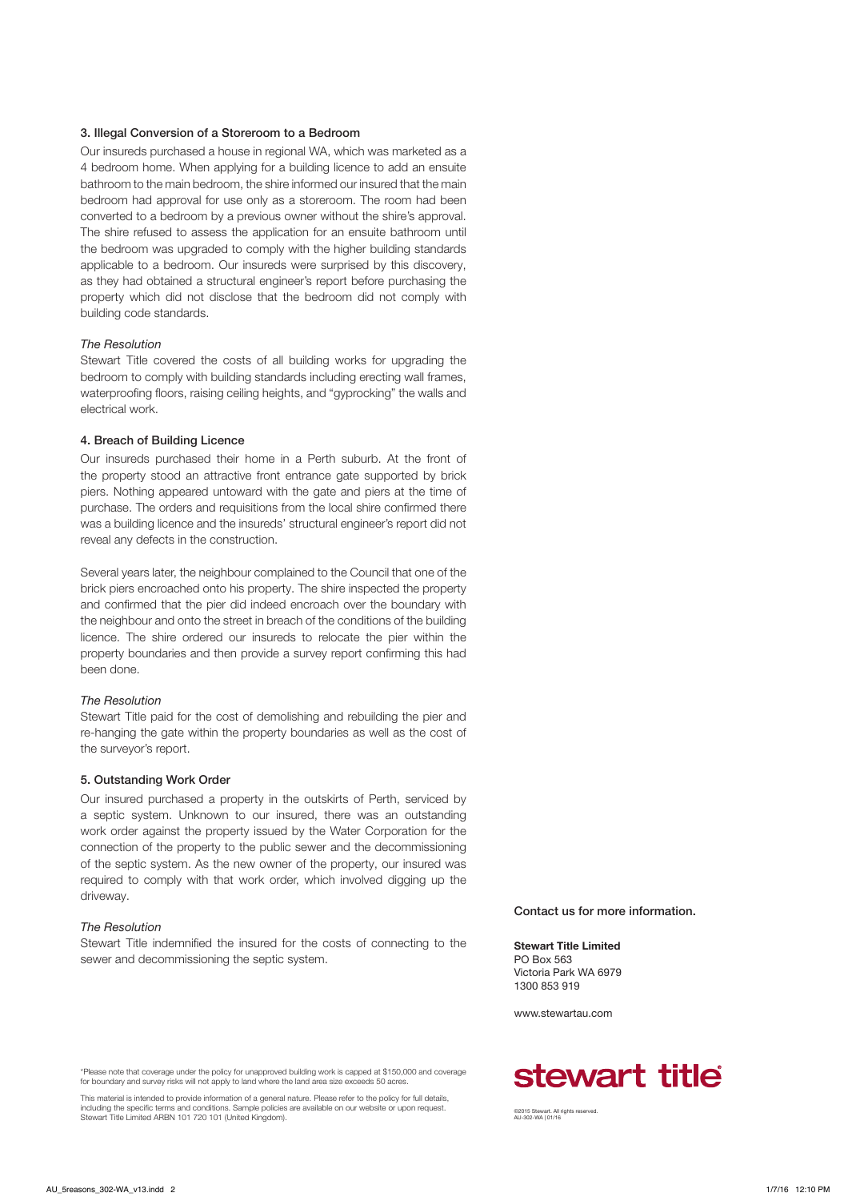### 3. Illegal Conversion of a Storeroom to a Bedroom

Our insureds purchased a house in regional WA, which was marketed as a 4 bedroom home. When applying for a building licence to add an ensuite bathroom to the main bedroom, the shire informed our insured that the main bedroom had approval for use only as a storeroom. The room had been converted to a bedroom by a previous owner without the shire's approval. The shire refused to assess the application for an ensuite bathroom until the bedroom was upgraded to comply with the higher building standards applicable to a bedroom. Our insureds were surprised by this discovery, as they had obtained a structural engineer's report before purchasing the property which did not disclose that the bedroom did not comply with building code standards.

*The Resolution*

Stewart Title covered the costs of all building works for upgrading the bedroom to comply with building standards including erecting wall frames, waterproofing floors, raising ceiling heights, and "gyprocking" the walls and electrical work.

### 4. Breach of Building Licence

Our insureds purchased their home in a Perth suburb. At the front of the property stood an attractive front entrance gate supported by brick piers. Nothing appeared untoward with the gate and piers at the time of purchase. The orders and requisitions from the local shire confirmed there was a building licence and the insureds' structural engineer's report did not reveal any defects in the construction.

Several years later, the neighbour complained to the Council that one of the brick piers encroached onto his property. The shire inspected the property and confirmed that the pier did indeed encroach over the boundary with the neighbour and onto the street in breach of the conditions of the building licence. The shire ordered our insureds to relocate the pier within the property boundaries and then provide a survey report confirming this had been done.

*The Resolution*

Stewart Title paid for the cost of demolishing and rebuilding the pier and re-hanging the gate within the property boundaries as well as the cost of the surveyor's report.

### 5. Outstanding Work Order

Our insured purchased a property in the outskirts of Perth, serviced by a septic system. Unknown to our insured, there was an outstanding work order against the property issued by the Water Corporation for the connection of the property to the public sewer and the decommissioning of the septic system. As the new owner of the property, our insured was required to comply with that work order, which involved digging up the driveway.

*The Resolution*

Stewart Title indemnified the insured for the costs of connecting to the sewer and decommissioning the septic system.

*Please note that coverage under the policy for unapproved building work is capped at $150,000 and coverage for boundary and survey risks will not apply to land where the land area size exceeds 50 acres.

This material is intended to provide information of a general nature. Please refer to the policy for full details, including the specific terms and conditions. Sample policies are available on our website or upon request. Stewart Title Limited ARBN 101 720 101 (United Kingdom).

**Contact us for more information.**

**Stewart Title Limited**
PO Box 563
Victoria Park WA 6979
1300 853 919

www.stewartau.com

stewart title

©2016 Stewart. All rights reserved.
AU-302-WA | 01/16